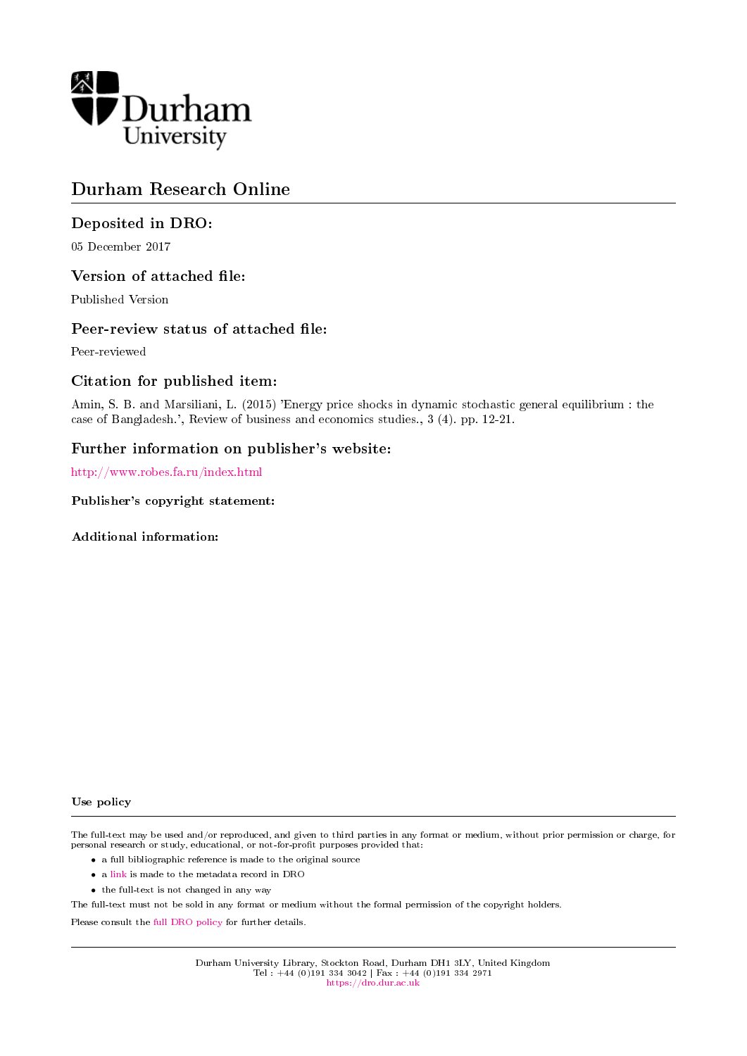Durham University

# Durham Research Online

### Deposited in DRO:

05 December 2017

### Version of attached file:

Published Version

### Peer-review status of attached file:

Peer-reviewed

### Citation for published item:

Amin, S. B. and Marsiliani, L. (2015) 'Energy price shocks in dynamic stochastic general equilibrium : the case of Bangladesh.', Review of business and economics studies., 3 (4). pp. 12-21.

### Further information on publisher's website:

http://www.robes.fa.ru/index.html

**Publisher's copyright statement:**

**Additional information:**

**Use policy**

The full-text may be used and/or reproduced, and given to third parties in any format or medium, without prior permission or charge, for personal research or study, educational, or not-for-profit purposes provided that:

- a full bibliographic reference is made to the original source
- a link is made to the metadata record in DRO
- the full-text is not changed in any way

The full-text must not be sold in any format or medium without the formal permission of the copyright holders.

Please consult the full DRO policy for further details.

Durham University Library, Stockton Road, Durham DH1 3LY, United Kingdom
Tel : +44 (0)191 334 3042 | Fax : +44 (0)191 334 2971
https://dro.dur.ac.uk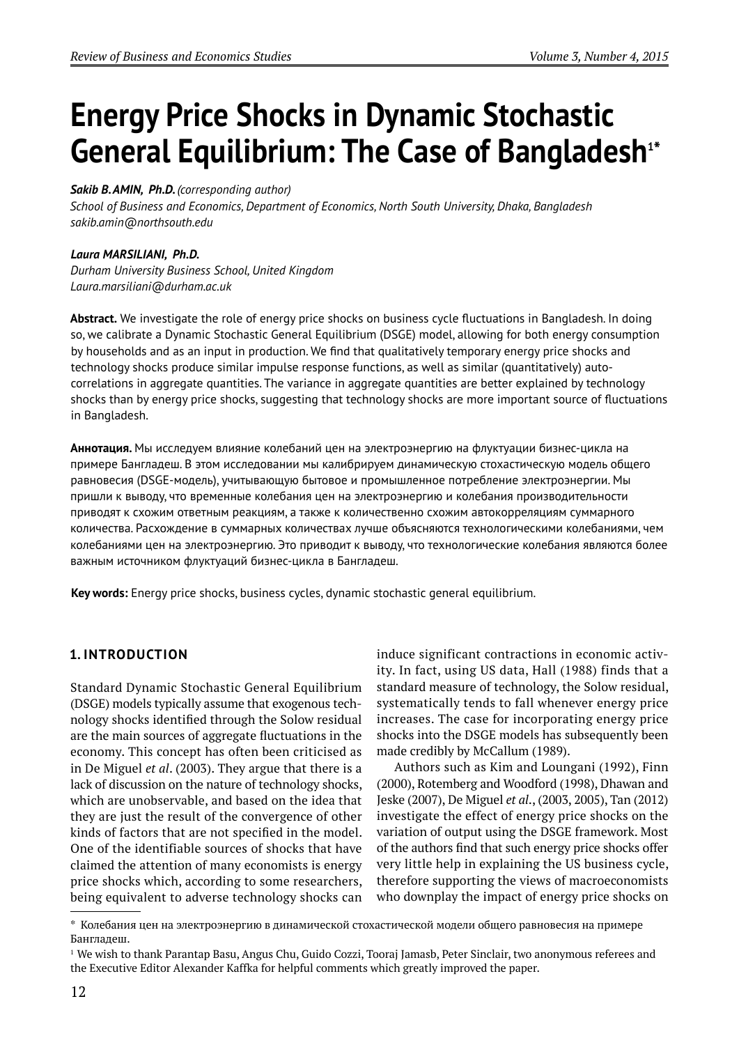# Energy Price Shocks in Dynamic Stochastic General Equilibrium: The Case of Bangladesh[1*]

***Sakib B. AMIN, Ph.D.*** *(corresponding author)*
*School of Business and Economics, Department of Economics, North South University, Dhaka, Bangladesh*
*sakib.amin@northsouth.edu*

***Laura MARSILIANI, Ph.D.***
*Durham University Business School, United Kingdom*
*Laura.marsiliani@durham.ac.uk*

**Abstract.** We investigate the role of energy price shocks on business cycle fluctuations in Bangladesh. In doing so, we calibrate a Dynamic Stochastic General Equilibrium (DSGE) model, allowing for both energy consumption by households and as an input in production. We find that qualitatively temporary energy price shocks and technology shocks produce similar impulse response functions, as well as similar (quantitatively) auto-correlations in aggregate quantities. The variance in aggregate quantities are better explained by technology shocks than by energy price shocks, suggesting that technology shocks are more important source of fluctuations in Bangladesh.

**Аннотация.** Мы исследуем влияние колебаний цен на электроэнергию на флуктуации бизнес-цикла на примере Бангладеш. В этом исследовании мы калибрируем динамическую стохастическую модель общего равновесия (DSGE-модель), учитывающую бытовое и промышленное потребление электроэнергии. Мы пришли к выводу, что временные колебания цен на электроэнергию и колебания производительности приводят к схожим ответным реакциям, а также к количественно схожим автокорреляциям суммарного количества. Расхождение в суммарных количествах лучше объясняются технологическими колебаниями, чем колебаниями цен на электроэнергию. Это приводит к выводу, что технологические колебания являются более важным источником флуктуаций бизнес-цикла в Бангладеш.

**Key words:** Energy price shocks, business cycles, dynamic stochastic general equilibrium.

## 1. INTRODUCTION

Standard Dynamic Stochastic General Equilibrium (DSGE) models typically assume that exogenous technology shocks identified through the Solow residual are the main sources of aggregate fluctuations in the economy. This concept has often been criticised as in De Miguel *et al*. (2003). They argue that there is a lack of discussion on the nature of technology shocks, which are unobservable, and based on the idea that they are just the result of the convergence of other kinds of factors that are not specified in the model. One of the identifiable sources of shocks that have claimed the attention of many economists is energy price shocks which, according to some researchers, being equivalent to adverse technology shocks can induce significant contractions in economic activity. In fact, using US data, Hall (1988) finds that a standard measure of technology, the Solow residual, systematically tends to fall whenever energy price increases. The case for incorporating energy price shocks into the DSGE models has subsequently been made credibly by McCallum (1989).

Authors such as Kim and Loungani (1992), Finn (2000), Rotemberg and Woodford (1998), Dhawan and Jeske (2007), De Miguel *et al*., (2003, 2005), Tan (2012) investigate the effect of energy price shocks on the variation of output using the DSGE framework. Most of the authors find that such energy price shocks offer very little help in explaining the US business cycle, therefore supporting the views of macroeconomists who downplay the impact of energy price shocks on

---

\* Колебания цен на электроэнергию в динамической стохастической модели общего равновесия на примере Бангладеш.

[1] We wish to thank Parantap Basu, Angus Chu, Guido Cozzi, Tooraj Jamasb, Peter Sinclair, two anonymous referees and the Executive Editor Alexander Kaffka for helpful comments which greatly improved the paper.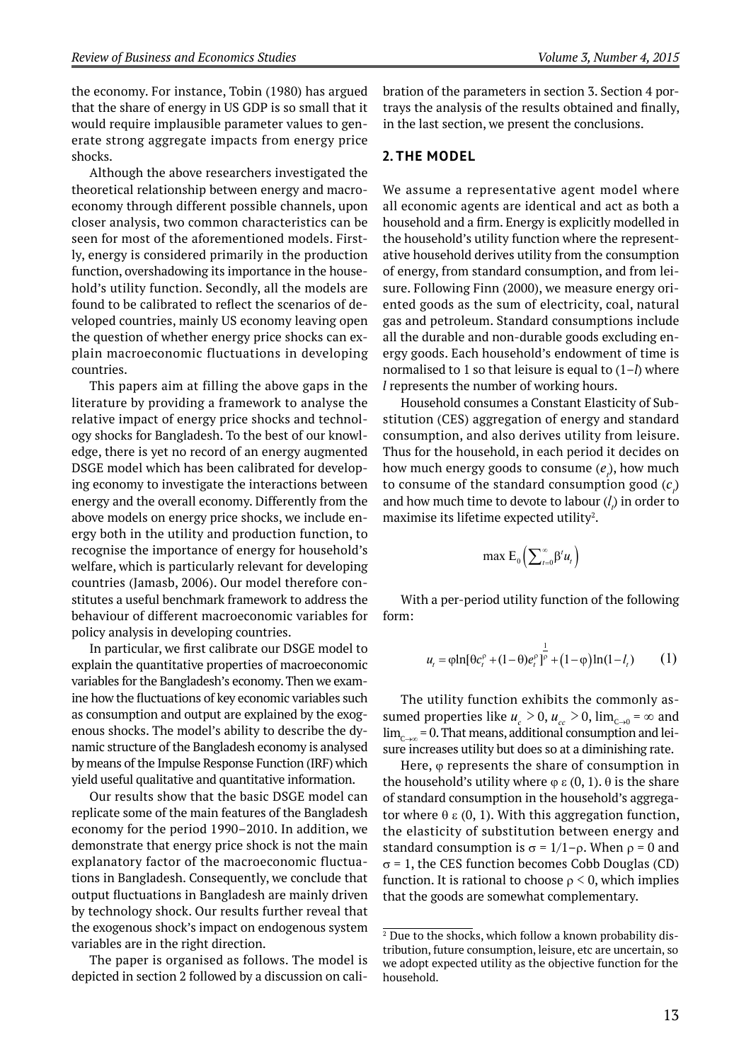the economy. For instance, Tobin (1980) has argued that the share of energy in US GDP is so small that it would require implausible parameter values to generate strong aggregate impacts from energy price shocks.

Although the above researchers investigated the theoretical relationship between energy and macroeconomy through different possible channels, upon closer analysis, two common characteristics can be seen for most of the aforementioned models. Firstly, energy is considered primarily in the production function, overshadowing its importance in the household's utility function. Secondly, all the models are found to be calibrated to reflect the scenarios of developed countries, mainly US economy leaving open the question of whether energy price shocks can explain macroeconomic fluctuations in developing countries.

This papers aim at filling the above gaps in the literature by providing a framework to analyse the relative impact of energy price shocks and technology shocks for Bangladesh. To the best of our knowledge, there is yet no record of an energy augmented DSGE model which has been calibrated for developing economy to investigate the interactions between energy and the overall economy. Differently from the above models on energy price shocks, we include energy both in the utility and production function, to recognise the importance of energy for household's welfare, which is particularly relevant for developing countries (Jamasb, 2006). Our model therefore constitutes a useful benchmark framework to address the behaviour of different macroeconomic variables for policy analysis in developing countries.

In particular, we first calibrate our DSGE model to explain the quantitative properties of macroeconomic variables for the Bangladesh's economy. Then we examine how the fluctuations of key economic variables such as consumption and output are explained by the exogenous shocks. The model's ability to describe the dynamic structure of the Bangladesh economy is analysed by means of the Impulse Response Function (IRF) which yield useful qualitative and quantitative information.

Our results show that the basic DSGE model can replicate some of the main features of the Bangladesh economy for the period 1990–2010. In addition, we demonstrate that energy price shock is not the main explanatory factor of the macroeconomic fluctuations in Bangladesh. Consequently, we conclude that output fluctuations in Bangladesh are mainly driven by technology shock. Our results further reveal that the exogenous shock's impact on endogenous system variables are in the right direction.

The paper is organised as follows. The model is depicted in section 2 followed by a discussion on calibration of the parameters in section 3. Section 4 portrays the analysis of the results obtained and finally, in the last section, we present the conclusions.

## 2. THE MODEL

We assume a representative agent model where all economic agents are identical and act as both a household and a firm. Energy is explicitly modelled in the household's utility function where the representative household derives utility from the consumption of energy, from standard consumption, and from leisure. Following Finn (2000), we measure energy oriented goods as the sum of electricity, coal, natural gas and petroleum. Standard consumptions include all the durable and non-durable goods excluding energy goods. Each household's endowment of time is normalised to 1 so that leisure is equal to $(1-l)$ where $l$ represents the number of working hours.

Household consumes a Constant Elasticity of Substitution (CES) aggregation of energy and standard consumption, and also derives utility from leisure. Thus for the household, in each period it decides on how much energy goods to consume ($e_t$), how much to consume of the standard consumption good ($c_t$) and how much time to devote to labour ($l_t$) in order to maximise its lifetime expected utility[2].

$$\max \mathrm{E}_0\left(\sum_{t=0}^{\infty}\beta^t u_t\right)$$

With a per-period utility function of the following form:

$$u_t = \varphi \ln[\theta c_t^{\rho} + (1-\theta)e_t^{\rho}]^{\frac{1}{\rho}} + (1-\varphi)\ln(1-l_t) \qquad (1)$$

The utility function exhibits the commonly assumed properties like $u_c > 0$, $u_{cc} > 0$, $\lim_{C\to 0} = \infty$ and $\lim_{C\to\infty} = 0$. That means, additional consumption and leisure increases utility but does so at a diminishing rate.

Here, $\varphi$ represents the share of consumption in the household's utility where $\varphi$ ε (0, 1). $\theta$ is the share of standard consumption in the household's aggregator where $\theta$ ε (0, 1). With this aggregation function, the elasticity of substitution between energy and standard consumption is $\sigma = 1/1-\rho$. When $\rho = 0$ and $\sigma = 1$, the CES function becomes Cobb Douglas (CD) function. It is rational to choose $\rho < 0$, which implies that the goods are somewhat complementary.

[2] Due to the shocks, which follow a known probability distribution, future consumption, leisure, etc are uncertain, so we adopt expected utility as the objective function for the household.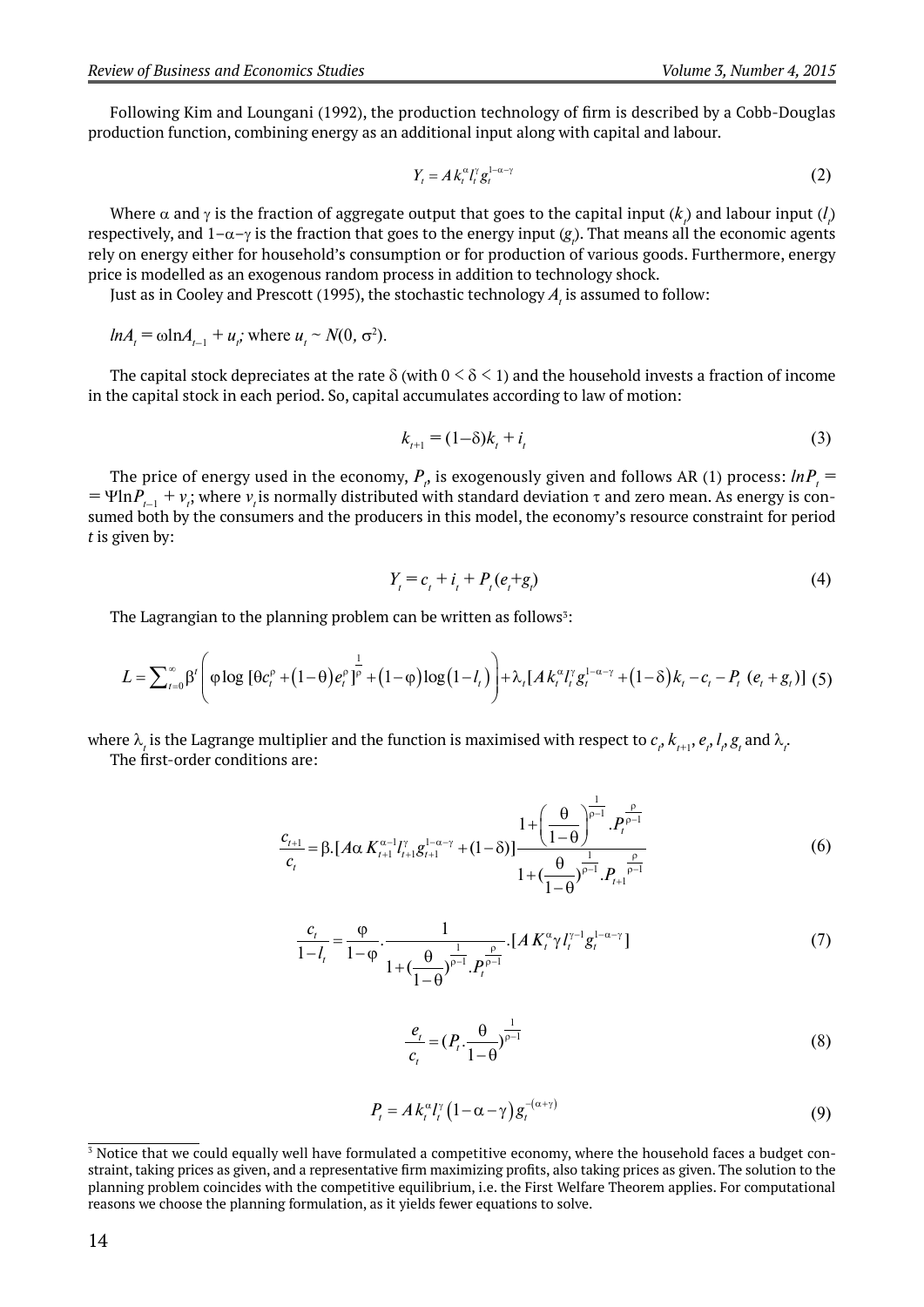Following Kim and Loungani (1992), the production technology of firm is described by a Cobb-Douglas production function, combining energy as an additional input along with capital and labour.

$$Y_t = A k_t^{\alpha} l_t^{\gamma} g_t^{1-\alpha-\gamma} \tag{2}$$

Where $\alpha$ and $\gamma$ is the fraction of aggregate output that goes to the capital input ($k_t$) and labour input ($l_t$) respectively, and $1-\alpha-\gamma$ is the fraction that goes to the energy input ($g_t$). That means all the economic agents rely on energy either for household's consumption or for production of various goods. Furthermore, energy price is modelled as an exogenous random process in addition to technology shock.

Just as in Cooley and Prescott (1995), the stochastic technology $A_t$ is assumed to follow:

$lnA_t = \omega \ln A_{t-1} + u_t$; where $u_t \sim N(0, \sigma^2)$.

The capital stock depreciates at the rate $\delta$ (with $0 < \delta < 1$) and the household invests a fraction of income in the capital stock in each period. So, capital accumulates according to law of motion:

$$k_{t+1} = (1-\delta)k_t + i_t \tag{3}$$

The price of energy used in the economy, $P_t$, is exogenously given and follows AR (1) process: $lnP_t = \Psi \ln P_{t-1} + v_t$; where $v_t$ is normally distributed with standard deviation $\tau$ and zero mean. As energy is consumed both by the consumers and the producers in this model, the economy's resource constraint for period $t$ is given by:

$$Y_t = c_t + i_t + P_t(e_t + g_t) \tag{4}$$

The Lagrangian to the planning problem can be written as follows[3]:

$$L = \sum_{t=0}^{\infty} \beta^t \left( \varphi \log \left[\theta c_t^{\rho} + (1-\theta) e_t^{\rho}\right]^{\frac{1}{\rho}} + (1-\varphi)\log(1-l_t) \right) + \lambda_t \left[A k_t^{\alpha} l_t^{\gamma} g_t^{1-\alpha-\gamma} + (1-\delta)k_t - c_t - P_t\ (e_t + g_t)\right] \tag{5}$$

where $\lambda_t$ is the Lagrange multiplier and the function is maximised with respect to $c_t$, $k_{t+1}$, $e_t$, $l_t$, $g_t$ and $\lambda_t$.

The first-order conditions are:

$$\frac{c_{t+1}}{c_t} = \beta.\left[A\alpha\, K_{t+1}^{\alpha-1} l_{t+1}^{\gamma} g_{t+1}^{1-\alpha-\gamma} + (1-\delta)\right] \frac{1 + \left(\frac{\theta}{1-\theta}\right)^{\frac{1}{\rho-1}} . P_t^{\frac{\rho}{\rho-1}}}{1 + \left(\frac{\theta}{1-\theta}\right)^{\frac{1}{\rho-1}} . P_{t+1}^{\frac{\rho}{\rho-1}}} \tag{6}$$

$$\frac{c_t}{1-l_t} = \frac{\varphi}{1-\varphi} . \frac{1}{1 + \left(\frac{\theta}{1-\theta}\right)^{\frac{1}{\rho-1}} . P_t^{\frac{\rho}{\rho-1}}} . \left[A K_t^{\alpha} \gamma l_t^{\gamma-1} g_t^{1-\alpha-\gamma}\right] \tag{7}$$

$$\frac{e_t}{c_t} = \left(P_t . \frac{\theta}{1-\theta}\right)^{\frac{1}{\rho-1}} \tag{8}$$

$$P_t = A k_t^{\alpha} l_t^{\gamma} (1-\alpha-\gamma) g_t^{-(\alpha+\gamma)} \tag{9}$$

[3] Notice that we could equally well have formulated a competitive economy, where the household faces a budget constraint, taking prices as given, and a representative firm maximizing profits, also taking prices as given. The solution to the planning problem coincides with the competitive equilibrium, i.e. the First Welfare Theorem applies. For computational reasons we choose the planning formulation, as it yields fewer equations to solve.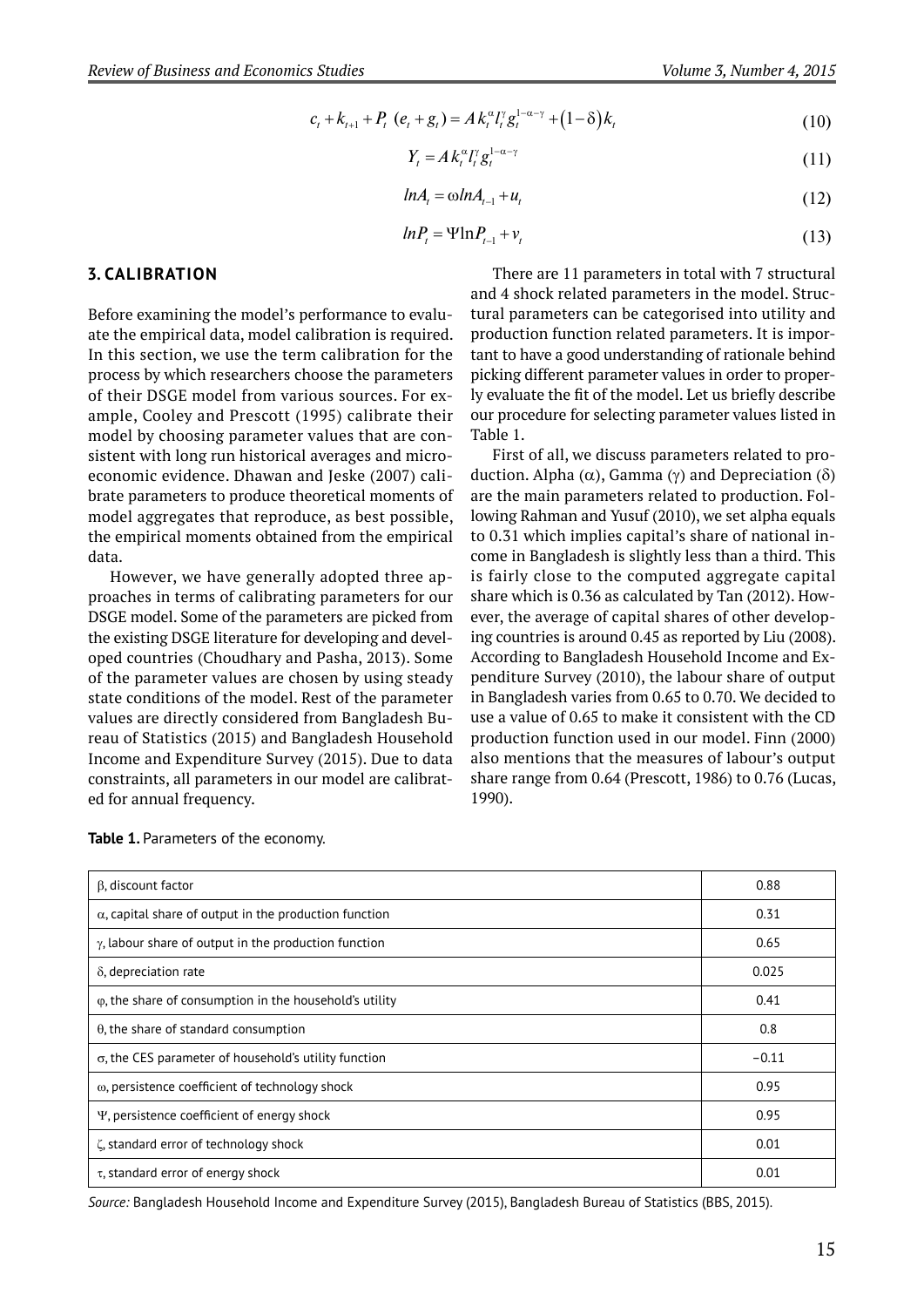$$c_t + k_{t+1} + P_t\ (e_t + g_t) = A k_t^{\alpha} l_t^{\gamma} g_t^{1-\alpha-\gamma} + (1-\delta) k_t \tag{10}$$

$$Y_t = A k_t^{\alpha} l_t^{\gamma} g_t^{1-\alpha-\gamma} \tag{11}$$

$$lnA_t = \omega lnA_{t-1} + u_t \tag{12}$$

$$lnP_t = \Psi \ln P_{t-1} + v_t \tag{13}$$

## 3. CALIBRATION

Before examining the model's performance to evaluate the empirical data, model calibration is required. In this section, we use the term calibration for the process by which researchers choose the parameters of their DSGE model from various sources. For example, Cooley and Prescott (1995) calibrate their model by choosing parameter values that are consistent with long run historical averages and microeconomic evidence. Dhawan and Jeske (2007) calibrate parameters to produce theoretical moments of model aggregates that reproduce, as best possible, the empirical moments obtained from the empirical data.

However, we have generally adopted three approaches in terms of calibrating parameters for our DSGE model. Some of the parameters are picked from the existing DSGE literature for developing and developed countries (Choudhary and Pasha, 2013). Some of the parameter values are chosen by using steady state conditions of the model. Rest of the parameter values are directly considered from Bangladesh Bureau of Statistics (2015) and Bangladesh Household Income and Expenditure Survey (2015). Due to data constraints, all parameters in our model are calibrated for annual frequency.

There are 11 parameters in total with 7 structural and 4 shock related parameters in the model. Structural parameters can be categorised into utility and production function related parameters. It is important to have a good understanding of rationale behind picking different parameter values in order to properly evaluate the fit of the model. Let us briefly describe our procedure for selecting parameter values listed in Table 1.

First of all, we discuss parameters related to production. Alpha ($\alpha$), Gamma ($\gamma$) and Depreciation ($\delta$) are the main parameters related to production. Following Rahman and Yusuf (2010), we set alpha equals to 0.31 which implies capital's share of national income in Bangladesh is slightly less than a third. This is fairly close to the computed aggregate capital share which is 0.36 as calculated by Tan (2012). However, the average of capital shares of other developing countries is around 0.45 as reported by Liu (2008). According to Bangladesh Household Income and Expenditure Survey (2010), the labour share of output in Bangladesh varies from 0.65 to 0.70. We decided to use a value of 0.65 to make it consistent with the CD production function used in our model. Finn (2000) also mentions that the measures of labour's output share range from 0.64 (Prescott, 1986) to 0.76 (Lucas, 1990).

**Table 1.** Parameters of the economy.

| Parameter | Value |
|---|---|
| $\beta$, discount factor | 0.88 |
| $\alpha$, capital share of output in the production function | 0.31 |
| $\gamma$, labour share of output in the production function | 0.65 |
| $\delta$, depreciation rate | 0.025 |
| $\varphi$, the share of consumption in the household's utility | 0.41 |
| $\theta$, the share of standard consumption | 0.8 |
| $\sigma$, the CES parameter of household's utility function | −0.11 |
| $\omega$, persistence coefficient of technology shock | 0.95 |
| $\Psi$, persistence coefficient of energy shock | 0.95 |
| $\zeta$, standard error of technology shock | 0.01 |
| $\tau$, standard error of energy shock | 0.01 |

*Source:* Bangladesh Household Income and Expenditure Survey (2015), Bangladesh Bureau of Statistics (BBS, 2015).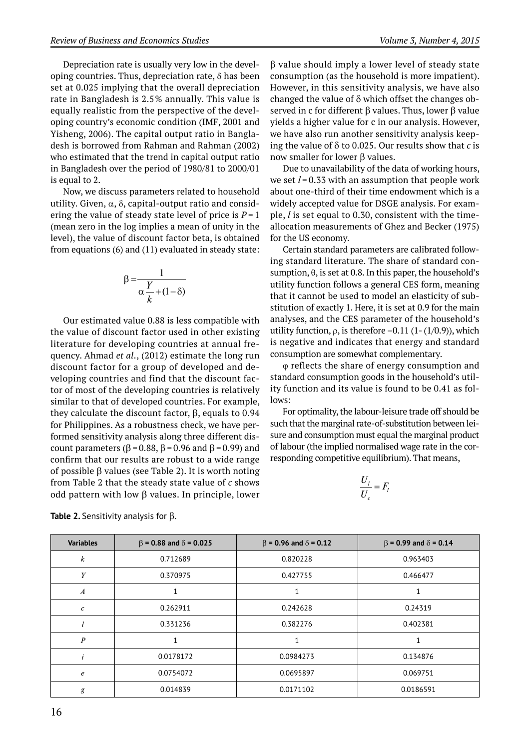Depreciation rate is usually very low in the developing countries. Thus, depreciation rate, $\delta$ has been set at 0.025 implying that the overall depreciation rate in Bangladesh is 2.5% annually. This value is equally realistic from the perspective of the developing country's economic condition (IMF, 2001 and Yisheng, 2006). The capital output ratio in Bangladesh is borrowed from Rahman and Rahman (2002) who estimated that the trend in capital output ratio in Bangladesh over the period of 1980/81 to 2000/01 is equal to 2.

Now, we discuss parameters related to household utility. Given, $\alpha$, $\delta$, capital-output ratio and considering the value of steady state level of price is $P = 1$ (mean zero in the log implies a mean of unity in the level), the value of discount factor beta, is obtained from equations (6) and (11) evaluated in steady state:

$$\beta = \frac{1}{\alpha \frac{Y}{k} + (1 - \delta)}$$

Our estimated value 0.88 is less compatible with the value of discount factor used in other existing literature for developing countries at annual frequency. Ahmad *et al.*, (2012) estimate the long run discount factor for a group of developed and developing countries and find that the discount factor of most of the developing countries is relatively similar to that of developed countries. For example, they calculate the discount factor, $\beta$, equals to 0.94 for Philippines. As a robustness check, we have performed sensitivity analysis along three different discount parameters ($\beta = 0.88$, $\beta = 0.96$ and $\beta = 0.99$) and confirm that our results are robust to a wide range of possible $\beta$ values (see Table 2). It is worth noting from Table 2 that the steady state value of *c* shows odd pattern with low $\beta$ values. In principle, lower $\beta$ value should imply a lower level of steady state consumption (as the household is more impatient). However, in this sensitivity analysis, we have also changed the value of $\delta$ which offset the changes observed in c for different $\beta$ values. Thus, lower $\beta$ value yields a higher value for c in our analysis. However, we have also run another sensitivity analysis keeping the value of $\delta$ to 0.025. Our results show that *c* is now smaller for lower $\beta$ values.

Due to unavailability of the data of working hours, we set $l = 0.33$ with an assumption that people work about one-third of their time endowment which is a widely accepted value for DSGE analysis. For example, *l* is set equal to 0.30, consistent with the time-allocation measurements of Ghez and Becker (1975) for the US economy.

Certain standard parameters are calibrated following standard literature. The share of standard consumption, $\theta$, is set at 0.8. In this paper, the household's utility function follows a general CES form, meaning that it cannot be used to model an elasticity of substitution of exactly 1. Here, it is set at 0.9 for the main analyses, and the CES parameter of the household's utility function, $\rho$, is therefore –0.11 (1- (1/0.9)), which is negative and indicates that energy and standard consumption are somewhat complementary.

$\varphi$ reflects the share of energy consumption and standard consumption goods in the household's utility function and its value is found to be 0.41 as follows:

For optimality, the labour-leisure trade off should be such that the marginal rate-of-substitution between leisure and consumption must equal the marginal product of labour (the implied normalised wage rate in the corresponding competitive equilibrium). That means,

$$\frac{U_l}{U_c} = F_l$$

**Table 2.** Sensitivity analysis for $\beta$.

| Variables | $\beta$ = 0.88 and $\delta$ = 0.025 | $\beta$ = 0.96 and $\delta$ = 0.12 | $\beta$ = 0.99 and $\delta$ = 0.14 |
|---|---|---|---|
| $k$ | 0.712689 | 0.820228 | 0.963403 |
| $Y$ | 0.370975 | 0.427755 | 0.466477 |
| $A$ | 1 | 1 | 1 |
| $c$ | 0.262911 | 0.242628 | 0.24319 |
| $l$ | 0.331236 | 0.382276 | 0.402381 |
| $P$ | 1 | 1 | 1 |
| $i$ | 0.0178172 | 0.0984273 | 0.134876 |
| $e$ | 0.0754072 | 0.0695897 | 0.069751 |
| $g$ | 0.014839 | 0.0171102 | 0.0186591 |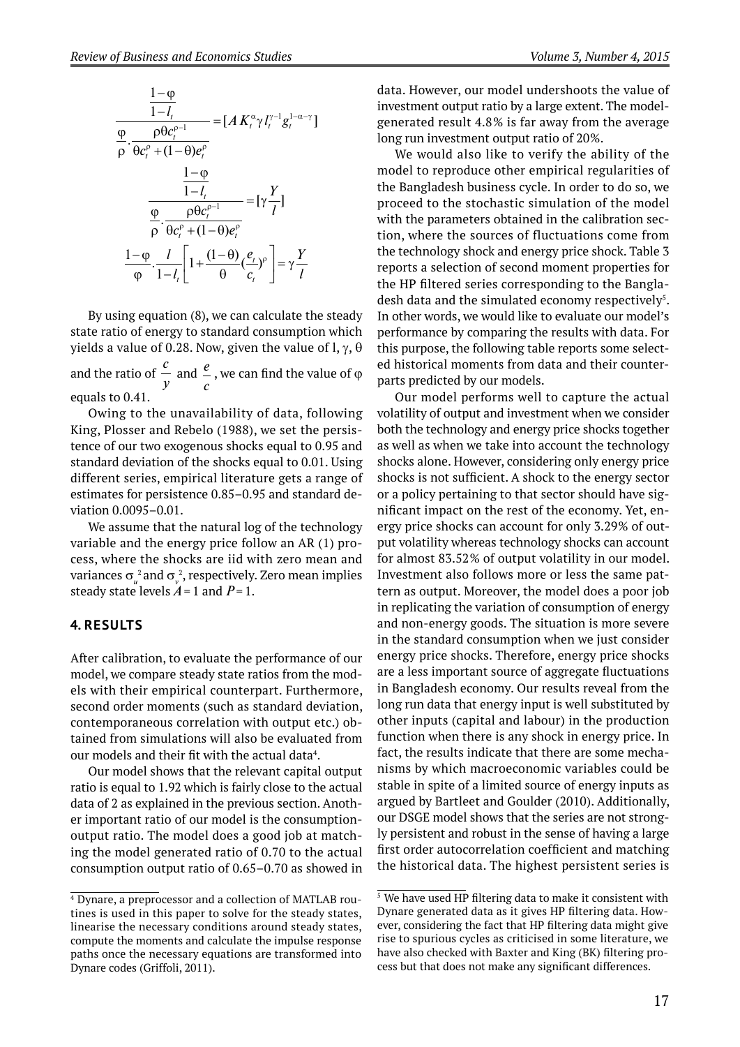$$\frac{\frac{1-\varphi}{1-l_t}}{\frac{\varphi}{\rho}\cdot\frac{\rho\theta c_t^{\rho-1}}{\theta c_t^{\rho}+(1-\theta)e_t^{\rho}}}=[A\,K_t^{\alpha}\gamma\, l_t^{\gamma-1}g_t^{1-\alpha-\gamma}]$$

$$\frac{\frac{1-\varphi}{1-l_t}}{\frac{\varphi}{\rho}\cdot\frac{\rho\theta c_t^{\rho-1}}{\theta c_t^{\rho}+(1-\theta)e_t^{\rho}}}=[\gamma\frac{Y}{l}]$$

$$\frac{1-\varphi}{\varphi}\cdot\frac{l}{1-l_t}\left[1+\frac{(1-\theta)}{\theta}(\frac{e_t}{c_t})^{\rho}\right]=\gamma\frac{Y}{l}$$

By using equation (8), we can calculate the steady state ratio of energy to standard consumption which yields a value of 0.28. Now, given the value of l, $\gamma$, $\theta$ and the ratio of $\frac{c}{y}$ and $\frac{e}{c}$, we can find the value of $\varphi$ equals to 0.41.

Owing to the unavailability of data, following King, Plosser and Rebelo (1988), we set the persistence of our two exogenous shocks equal to 0.95 and standard deviation of the shocks equal to 0.01. Using different series, empirical literature gets a range of estimates for persistence 0.85–0.95 and standard deviation 0.0095–0.01.

We assume that the natural log of the technology variable and the energy price follow an AR (1) process, where the shocks are iid with zero mean and variances $\sigma_u^2$ and $\sigma_v^2$, respectively. Zero mean implies steady state levels $A = 1$ and $P = 1$.

## 4. RESULTS

After calibration, to evaluate the performance of our model, we compare steady state ratios from the models with their empirical counterpart. Furthermore, second order moments (such as standard deviation, contemporaneous correlation with output etc.) obtained from simulations will also be evaluated from our models and their fit with the actual data[4].

Our model shows that the relevant capital output ratio is equal to 1.92 which is fairly close to the actual data of 2 as explained in the previous section. Another important ratio of our model is the consumption-output ratio. The model does a good job at matching the model generated ratio of 0.70 to the actual consumption output ratio of 0.65–0.70 as showed in data. However, our model undershoots the value of investment output ratio by a large extent. The model-generated result 4.8% is far away from the average long run investment output ratio of 20%.

We would also like to verify the ability of the model to reproduce other empirical regularities of the Bangladesh business cycle. In order to do so, we proceed to the stochastic simulation of the model with the parameters obtained in the calibration section, where the sources of fluctuations come from the technology shock and energy price shock. Table 3 reports a selection of second moment properties for the HP filtered series corresponding to the Bangladesh data and the simulated economy respectively[5]. In other words, we would like to evaluate our model's performance by comparing the results with data. For this purpose, the following table reports some selected historical moments from data and their counterparts predicted by our models.

Our model performs well to capture the actual volatility of output and investment when we consider both the technology and energy price shocks together as well as when we take into account the technology shocks alone. However, considering only energy price shocks is not sufficient. A shock to the energy sector or a policy pertaining to that sector should have significant impact on the rest of the economy. Yet, energy price shocks can account for only 3.29% of output volatility whereas technology shocks can account for almost 83.52% of output volatility in our model. Investment also follows more or less the same pattern as output. Moreover, the model does a poor job in replicating the variation of consumption of energy and non-energy goods. The situation is more severe in the standard consumption when we just consider energy price shocks. Therefore, energy price shocks are a less important source of aggregate fluctuations in Bangladesh economy. Our results reveal from the long run data that energy input is well substituted by other inputs (capital and labour) in the production function when there is any shock in energy price. In fact, the results indicate that there are some mechanisms by which macroeconomic variables could be stable in spite of a limited source of energy inputs as argued by Bartleet and Goulder (2010). Additionally, our DSGE model shows that the series are not strongly persistent and robust in the sense of having a large first order autocorrelation coefficient and matching the historical data. The highest persistent series is

[4] Dynare, a preprocessor and a collection of MATLAB routines is used in this paper to solve for the steady states, linearise the necessary conditions around steady states, compute the moments and calculate the impulse response paths once the necessary equations are transformed into Dynare codes (Griffoli, 2011).

[5] We have used HP filtering data to make it consistent with Dynare generated data as it gives HP filtering data. However, considering the fact that HP filtering data might give rise to spurious cycles as criticised in some literature, we have also checked with Baxter and King (BK) filtering process but that does not make any significant differences.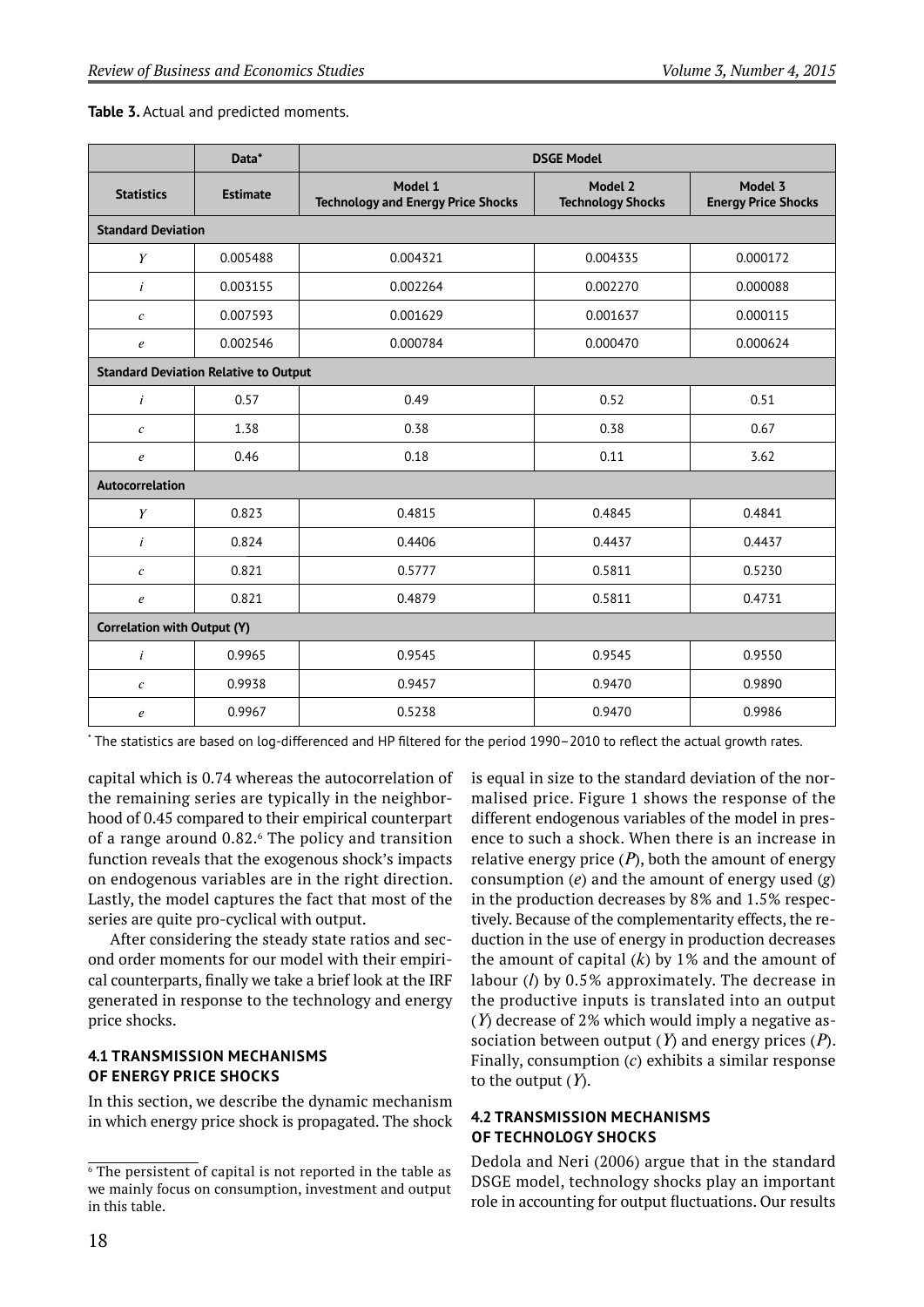**Table 3.** Actual and predicted moments.

| | Data* | DSGE Model | | |
|---|---|---|---|---|
| **Statistics** | **Estimate** | **Model 1 Technology and Energy Price Shocks** | **Model 2 Technology Shocks** | **Model 3 Energy Price Shocks** |
| **Standard Deviation** | | | | |
| $Y$ | 0.005488 | 0.004321 | 0.004335 | 0.000172 |
| $i$ | 0.003155 | 0.002264 | 0.002270 | 0.000088 |
| $c$ | 0.007593 | 0.001629 | 0.001637 | 0.000115 |
| $e$ | 0.002546 | 0.000784 | 0.000470 | 0.000624 |
| **Standard Deviation Relative to Output** | | | | |
| $i$ | 0.57 | 0.49 | 0.52 | 0.51 |
| $c$ | 1.38 | 0.38 | 0.38 | 0.67 |
| $e$ | 0.46 | 0.18 | 0.11 | 3.62 |
| **Autocorrelation** | | | | |
| $Y$ | 0.823 | 0.4815 | 0.4845 | 0.4841 |
| $i$ | 0.824 | 0.4406 | 0.4437 | 0.4437 |
| $c$ | 0.821 | 0.5777 | 0.5811 | 0.5230 |
| $e$ | 0.821 | 0.4879 | 0.5811 | 0.4731 |
| **Correlation with Output (Y)** | | | | |
| $i$ | 0.9965 | 0.9545 | 0.9545 | 0.9550 |
| $c$ | 0.9938 | 0.9457 | 0.9470 | 0.9890 |
| $e$ | 0.9967 | 0.5238 | 0.9470 | 0.9986 |

\* The statistics are based on log-differenced and HP filtered for the period 1990–2010 to reflect the actual growth rates.

capital which is 0.74 whereas the autocorrelation of the remaining series are typically in the neighborhood of 0.45 compared to their empirical counterpart of a range around 0.82.[6] The policy and transition function reveals that the exogenous shock's impacts on endogenous variables are in the right direction. Lastly, the model captures the fact that most of the series are quite pro-cyclical with output.

After considering the steady state ratios and second order moments for our model with their empirical counterparts, finally we take a brief look at the IRF generated in response to the technology and energy price shocks.

### 4.1 TRANSMISSION MECHANISMS OF ENERGY PRICE SHOCKS

In this section, we describe the dynamic mechanism in which energy price shock is propagated. The shock is equal in size to the standard deviation of the normalised price. Figure 1 shows the response of the different endogenous variables of the model in presence to such a shock. When there is an increase in relative energy price (***P***), both the amount of energy consumption (*e*) and the amount of energy used (*g*) in the production decreases by 8% and 1.5% respectively. Because of the complementarity effects, the reduction in the use of energy in production decreases the amount of capital (*k*) by 1% and the amount of labour (*l*) by 0.5% approximately. The decrease in the productive inputs is translated into an output (*Y*) decrease of 2% which would imply a negative association between output (*Y*) and energy prices (***P***). Finally, consumption (*c*) exhibits a similar response to the output (*Y*).

### 4.2 TRANSMISSION MECHANISMS OF TECHNOLOGY SHOCKS

Dedola and Neri (2006) argue that in the standard DSGE model, technology shocks play an important role in accounting for output fluctuations. Our results

[6] The persistent of capital is not reported in the table as we mainly focus on consumption, investment and output in this table.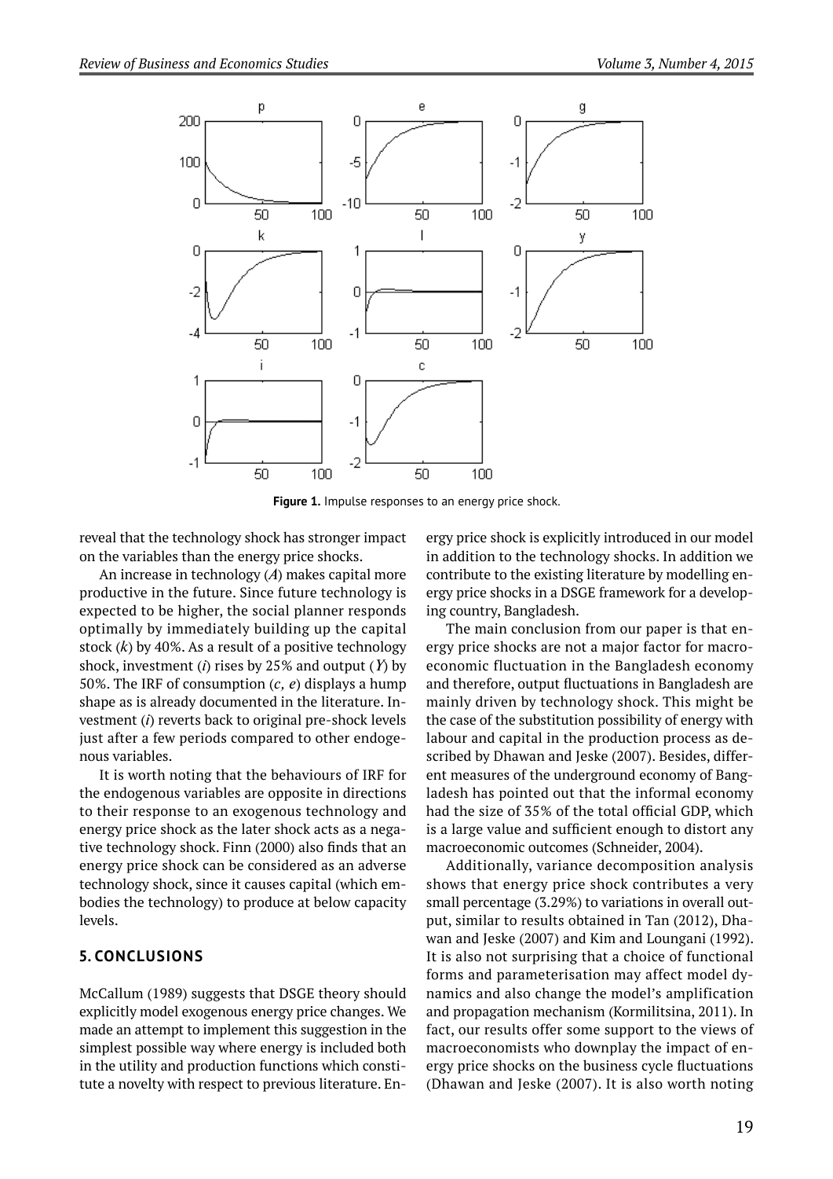Figure 1. Impulse responses to an energy price shock.

reveal that the technology shock has stronger impact on the variables than the energy price shocks.

An increase in technology ($A$) makes capital more productive in the future. Since future technology is expected to be higher, the social planner responds optimally by immediately building up the capital stock ($k$) by 40%. As a result of a positive technology shock, investment ($i$) rises by 25% and output ($Y$) by 50%. The IRF of consumption ($c$, $e$) displays a hump shape as is already documented in the literature. Investment ($i$) reverts back to original pre-shock levels just after a few periods compared to other endogenous variables.

It is worth noting that the behaviours of IRF for the endogenous variables are opposite in directions to their response to an exogenous technology and energy price shock as the later shock acts as a negative technology shock. Finn (2000) also finds that an energy price shock can be considered as an adverse technology shock, since it causes capital (which embodies the technology) to produce at below capacity levels.

## 5. CONCLUSIONS

McCallum (1989) suggests that DSGE theory should explicitly model exogenous energy price changes. We made an attempt to implement this suggestion in the simplest possible way where energy is included both in the utility and production functions which constitute a novelty with respect to previous literature. Energy price shock is explicitly introduced in our model in addition to the technology shocks. In addition we contribute to the existing literature by modelling energy price shocks in a DSGE framework for a developing country, Bangladesh.

The main conclusion from our paper is that energy price shocks are not a major factor for macroeconomic fluctuation in the Bangladesh economy and therefore, output fluctuations in Bangladesh are mainly driven by technology shock. This might be the case of the substitution possibility of energy with labour and capital in the production process as described by Dhawan and Jeske (2007). Besides, different measures of the underground economy of Bangladesh has pointed out that the informal economy had the size of 35% of the total official GDP, which is a large value and sufficient enough to distort any macroeconomic outcomes (Schneider, 2004).

Additionally, variance decomposition analysis shows that energy price shock contributes a very small percentage (3.29%) to variations in overall output, similar to results obtained in Tan (2012), Dhawan and Jeske (2007) and Kim and Loungani (1992). It is also not surprising that a choice of functional forms and parameterisation may affect model dynamics and also change the model's amplification and propagation mechanism (Kormilitsina, 2011). In fact, our results offer some support to the views of macroeconomists who downplay the impact of energy price shocks on the business cycle fluctuations (Dhawan and Jeske (2007). It is also worth noting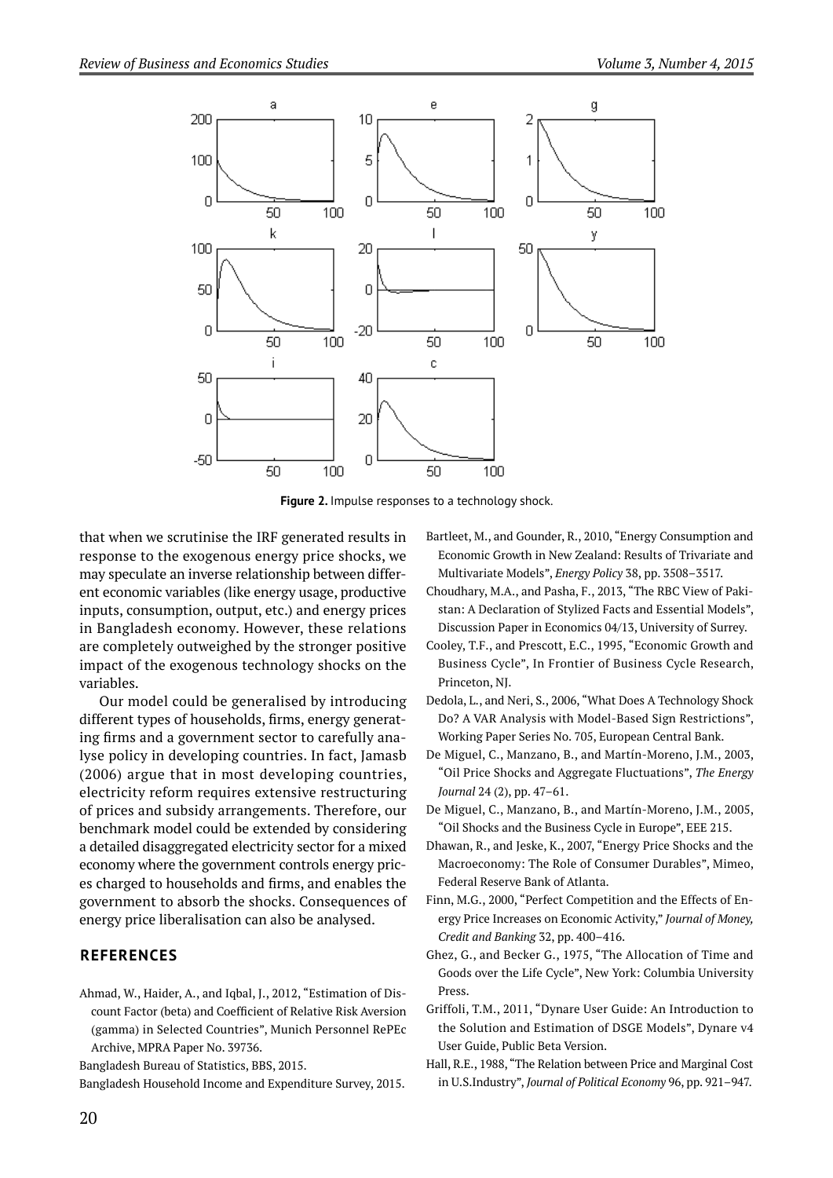Figure 2. Impulse responses to a technology shock.

that when we scrutinise the IRF generated results in response to the exogenous energy price shocks, we may speculate an inverse relationship between different economic variables (like energy usage, productive inputs, consumption, output, etc.) and energy prices in Bangladesh economy. However, these relations are completely outweighed by the stronger positive impact of the exogenous technology shocks on the variables.

Our model could be generalised by introducing different types of households, firms, energy generating firms and a government sector to carefully analyse policy in developing countries. In fact, Jamasb (2006) argue that in most developing countries, electricity reform requires extensive restructuring of prices and subsidy arrangements. Therefore, our benchmark model could be extended by considering a detailed disaggregated electricity sector for a mixed economy where the government controls energy prices charged to households and firms, and enables the government to absorb the shocks. Consequences of energy price liberalisation can also be analysed.

## REFERENCES

Ahmad, W., Haider, A., and Iqbal, J., 2012, "Estimation of Discount Factor (beta) and Coefficient of Relative Risk Aversion (gamma) in Selected Countries", Munich Personnel RePEc Archive, MPRA Paper No. 39736.

Bangladesh Bureau of Statistics, BBS, 2015.

Bangladesh Household Income and Expenditure Survey, 2015.

Bartleet, M., and Gounder, R., 2010, "Energy Consumption and Economic Growth in New Zealand: Results of Trivariate and Multivariate Models", *Energy Policy* 38, pp. 3508–3517.

Choudhary, M.A., and Pasha, F., 2013, "The RBC View of Pakistan: A Declaration of Stylized Facts and Essential Models", Discussion Paper in Economics 04/13, University of Surrey.

Cooley, T.F., and Prescott, E.C., 1995, "Economic Growth and Business Cycle", In Frontier of Business Cycle Research, Princeton, NJ.

Dedola, L., and Neri, S., 2006, "What Does A Technology Shock Do? A VAR Analysis with Model-Based Sign Restrictions", Working Paper Series No. 705, European Central Bank.

De Miguel, C., Manzano, B., and Martín-Moreno, J.M., 2003, "Oil Price Shocks and Aggregate Fluctuations", *The Energy Journal* 24 (2), pp. 47–61.

De Miguel, C., Manzano, B., and Martín-Moreno, J.M., 2005, "Oil Shocks and the Business Cycle in Europe", EEE 215.

Dhawan, R., and Jeske, K., 2007, "Energy Price Shocks and the Macroeconomy: The Role of Consumer Durables", Mimeo, Federal Reserve Bank of Atlanta.

Finn, M.G., 2000, "Perfect Competition and the Effects of Energy Price Increases on Economic Activity," *Journal of Money, Credit and Banking* 32, pp. 400–416.

Ghez, G., and Becker G., 1975, "The Allocation of Time and Goods over the Life Cycle", New York: Columbia University Press.

Griffoli, T.M., 2011, "Dynare User Guide: An Introduction to the Solution and Estimation of DSGE Models", Dynare v4 User Guide, Public Beta Version.

Hall, R.E., 1988, "The Relation between Price and Marginal Cost in U.S.Industry", *Journal of Political Economy* 96, pp. 921–947.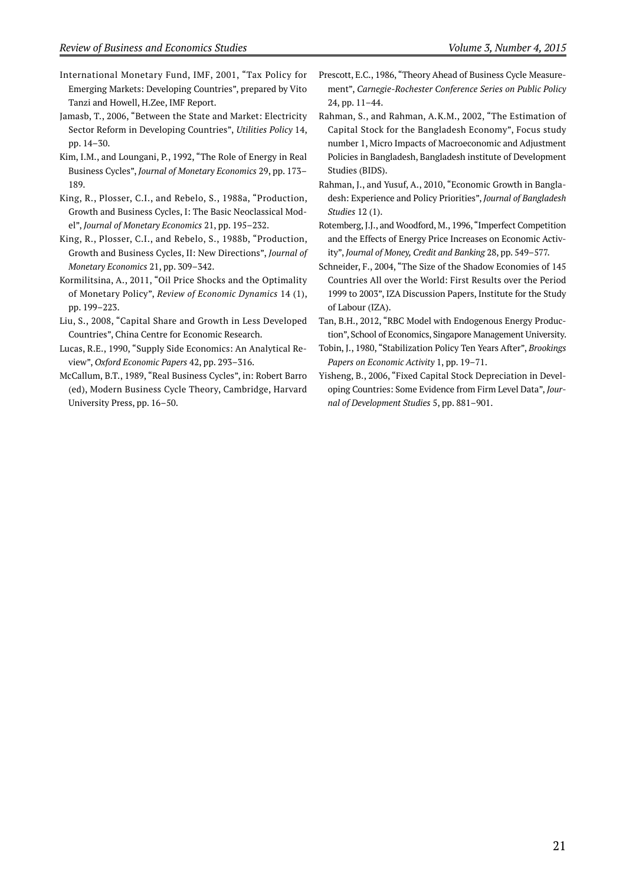International Monetary Fund, IMF, 2001, "Tax Policy for Emerging Markets: Developing Countries", prepared by Vito Tanzi and Howell, H.Zee, IMF Report.

Jamasb, T., 2006, "Between the State and Market: Electricity Sector Reform in Developing Countries", *Utilities Policy* 14, pp. 14–30.

Kim, I.M., and Loungani, P., 1992, "The Role of Energy in Real Business Cycles", *Journal of Monetary Economics* 29, pp. 173–189.

King, R., Plosser, C.I., and Rebelo, S., 1988a, "Production, Growth and Business Cycles, I: The Basic Neoclassical Model", *Journal of Monetary Economics* 21, pp. 195–232.

King, R., Plosser, C.I., and Rebelo, S., 1988b, "Production, Growth and Business Cycles, II: New Directions", *Journal of Monetary Economics* 21, pp. 309–342.

Kormilitsina, A., 2011, "Oil Price Shocks and the Optimality of Monetary Policy", *Review of Economic Dynamics* 14 (1), pp. 199–223.

Liu, S., 2008, "Capital Share and Growth in Less Developed Countries", China Centre for Economic Research.

Lucas, R.E., 1990, "Supply Side Economics: An Analytical Review", *Oxford Economic Papers* 42, pp. 293–316.

McCallum, B.T., 1989, "Real Business Cycles", in: Robert Barro (ed), Modern Business Cycle Theory, Cambridge, Harvard University Press, pp. 16–50.

Prescott, E.C., 1986, "Theory Ahead of Business Cycle Measurement", *Carnegie-Rochester Conference Series on Public Policy* 24, pp. 11–44.

Rahman, S., and Rahman, A.K.M., 2002, "The Estimation of Capital Stock for the Bangladesh Economy", Focus study number 1, Micro Impacts of Macroeconomic and Adjustment Policies in Bangladesh, Bangladesh institute of Development Studies (BIDS).

Rahman, J., and Yusuf, A., 2010, "Economic Growth in Bangladesh: Experience and Policy Priorities", *Journal of Bangladesh Studies* 12 (1).

Rotemberg, J.J., and Woodford, M., 1996, "Imperfect Competition and the Effects of Energy Price Increases on Economic Activity", *Journal of Money, Credit and Banking* 28, pp. 549–577.

Schneider, F., 2004, "The Size of the Shadow Economies of 145 Countries All over the World: First Results over the Period 1999 to 2003", IZA Discussion Papers, Institute for the Study of Labour (IZA).

Tan, B.H., 2012, "RBC Model with Endogenous Energy Production", School of Economics, Singapore Management University.

Tobin, J., 1980, "Stabilization Policy Ten Years After", *Brookings Papers on Economic Activity* 1, pp. 19–71.

Yisheng, B., 2006, "Fixed Capital Stock Depreciation in Developing Countries: Some Evidence from Firm Level Data", *Journal of Development Studies* 5, pp. 881–901.